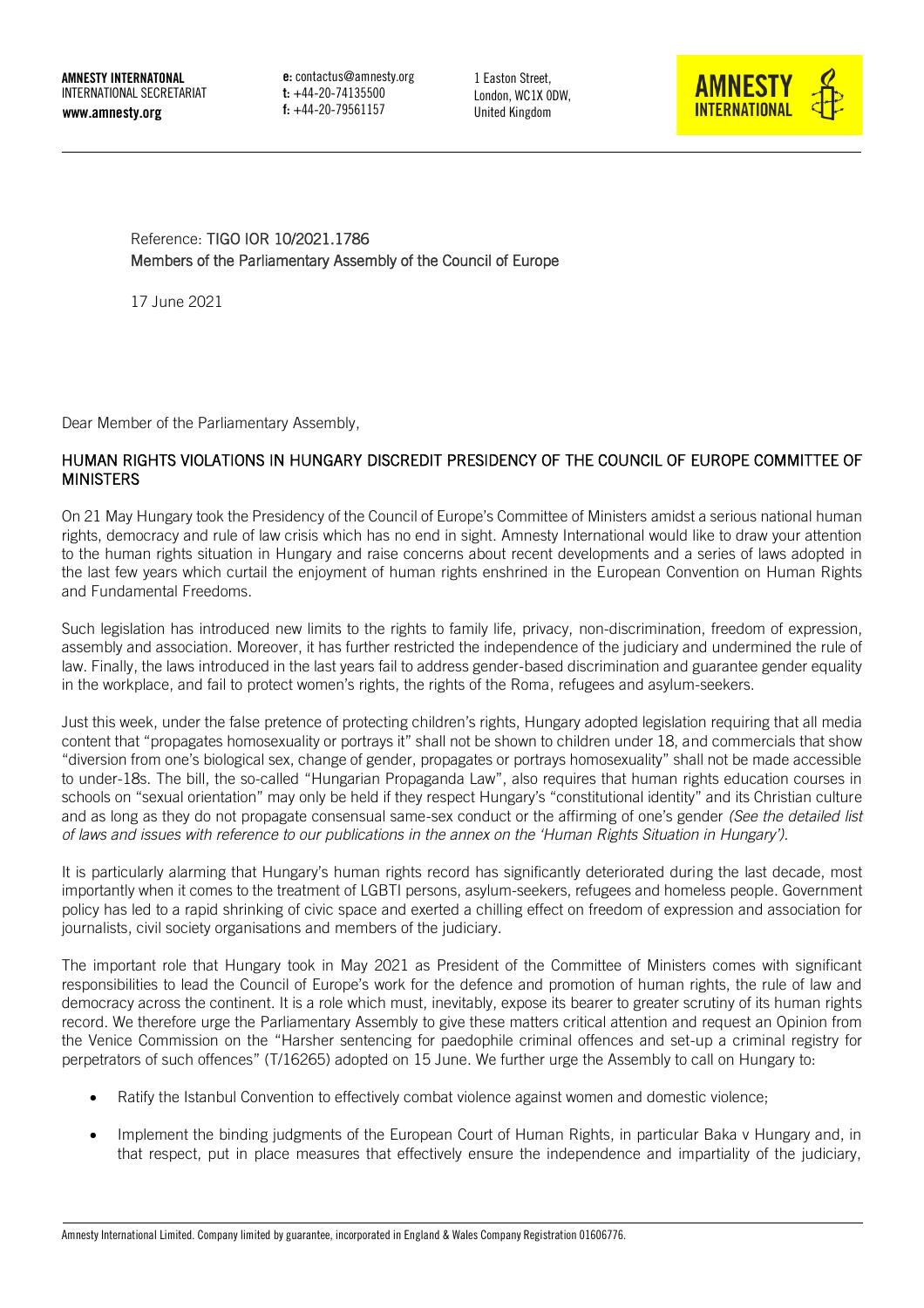**AMNESTY INTERNATONAL**
INTERNATIONAL SECRETARIAT
**www.amnesty.org**

**e:** contactus@amnesty.org
**t:** +44-20-74135500
**f:** +44-20-79561157

1 Easton Street,
London, WC1X 0DW,
United Kingdom

**AMNESTY INTERNATIONAL**

Reference: TIGO IOR 10/2021.1786
Members of the Parliamentary Assembly of the Council of Europe

17 June 2021

Dear Member of the Parliamentary Assembly,

## HUMAN RIGHTS VIOLATIONS IN HUNGARY DISCREDIT PRESIDENCY OF THE COUNCIL OF EUROPE COMMITTEE OF MINISTERS

On 21 May Hungary took the Presidency of the Council of Europe's Committee of Ministers amidst a serious national human rights, democracy and rule of law crisis which has no end in sight. Amnesty International would like to draw your attention to the human rights situation in Hungary and raise concerns about recent developments and a series of laws adopted in the last few years which curtail the enjoyment of human rights enshrined in the European Convention on Human Rights and Fundamental Freedoms.

Such legislation has introduced new limits to the rights to family life, privacy, non-discrimination, freedom of expression, assembly and association. Moreover, it has further restricted the independence of the judiciary and undermined the rule of law. Finally, the laws introduced in the last years fail to address gender-based discrimination and guarantee gender equality in the workplace, and fail to protect women's rights, the rights of the Roma, refugees and asylum-seekers.

Just this week, under the false pretence of protecting children's rights, Hungary adopted legislation requiring that all media content that "propagates homosexuality or portrays it" shall not be shown to children under 18, and commercials that show "diversion from one's biological sex, change of gender, propagates or portrays homosexuality" shall not be made accessible to under-18s. The bill, the so-called "Hungarian Propaganda Law", also requires that human rights education courses in schools on "sexual orientation" may only be held if they respect Hungary's "constitutional identity" and its Christian culture and as long as they do not propagate consensual same-sex conduct or the affirming of one's gender *(See the detailed list of laws and issues with reference to our publications in the annex on the 'Human Rights Situation in Hungary').*

It is particularly alarming that Hungary's human rights record has significantly deteriorated during the last decade, most importantly when it comes to the treatment of LGBTI persons, asylum-seekers, refugees and homeless people. Government policy has led to a rapid shrinking of civic space and exerted a chilling effect on freedom of expression and association for journalists, civil society organisations and members of the judiciary.

The important role that Hungary took in May 2021 as President of the Committee of Ministers comes with significant responsibilities to lead the Council of Europe's work for the defence and promotion of human rights, the rule of law and democracy across the continent. It is a role which must, inevitably, expose its bearer to greater scrutiny of its human rights record. We therefore urge the Parliamentary Assembly to give these matters critical attention and request an Opinion from the Venice Commission on the "Harsher sentencing for paedophile criminal offences and set-up a criminal registry for perpetrators of such offences" (T/16265) adopted on 15 June. We further urge the Assembly to call on Hungary to:

- Ratify the Istanbul Convention to effectively combat violence against women and domestic violence;
- Implement the binding judgments of the European Court of Human Rights, in particular Baka v Hungary and, in that respect, put in place measures that effectively ensure the independence and impartiality of the judiciary,

Amnesty International Limited. Company limited by guarantee, incorporated in England & Wales Company Registration 01606776.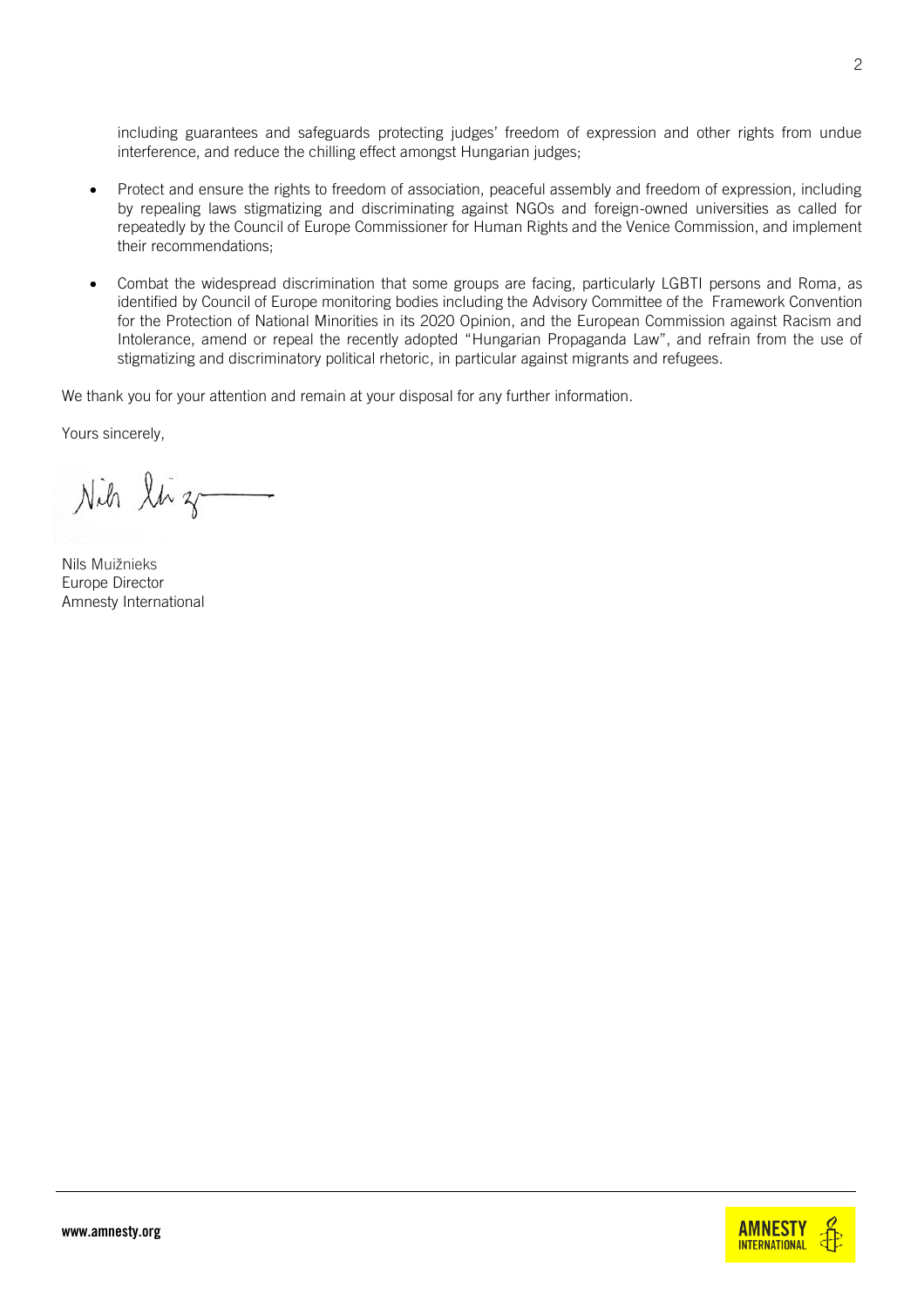including guarantees and safeguards protecting judges' freedom of expression and other rights from undue interference, and reduce the chilling effect amongst Hungarian judges;

- Protect and ensure the rights to freedom of association, peaceful assembly and freedom of expression, including by repealing laws stigmatizing and discriminating against NGOs and foreign-owned universities as called for repeatedly by the Council of Europe Commissioner for Human Rights and the Venice Commission, and implement their recommendations;
- Combat the widespread discrimination that some groups are facing, particularly LGBTI persons and Roma, as identified by Council of Europe monitoring bodies including the Advisory Committee of the Framework Convention for the Protection of National Minorities in its 2020 Opinion, and the European Commission against Racism and Intolerance, amend or repeal the recently adopted "Hungarian Propaganda Law", and refrain from the use of stigmatizing and discriminatory political rhetoric, in particular against migrants and refugees.

We thank you for your attention and remain at your disposal for any further information.

Yours sincerely,

Nils Muižnieks
Europe Director
Amnesty International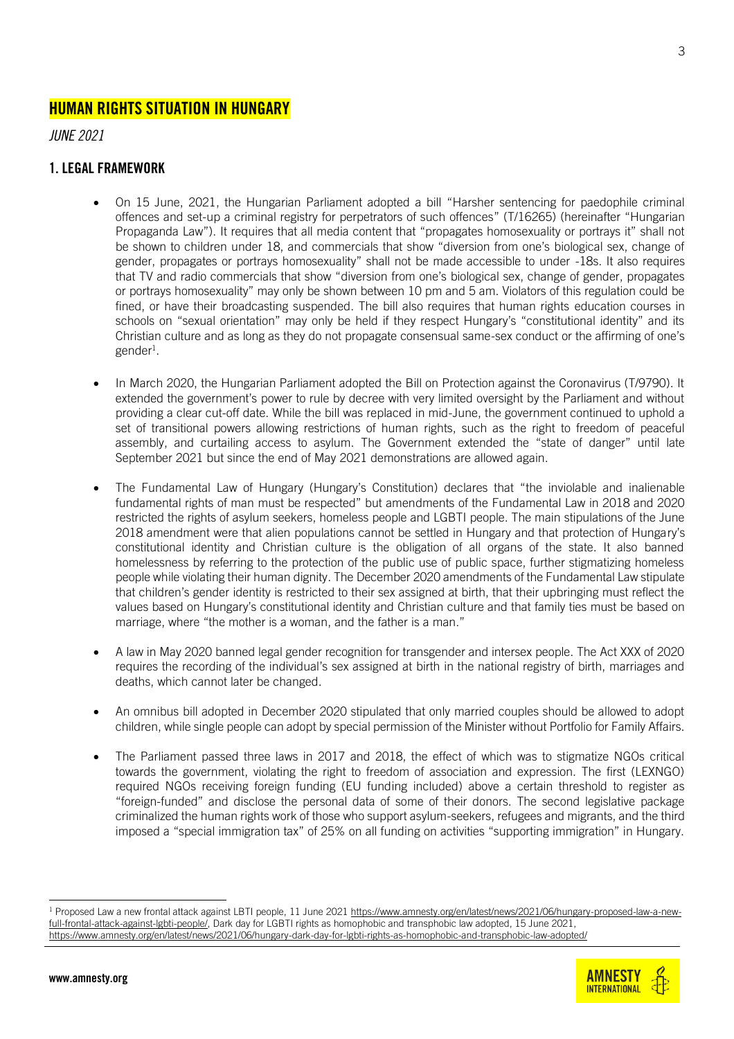# HUMAN RIGHTS SITUATION IN HUNGARY

*JUNE 2021*

## 1. LEGAL FRAMEWORK

- On 15 June, 2021, the Hungarian Parliament adopted a bill "Harsher sentencing for paedophile criminal offences and set-up a criminal registry for perpetrators of such offences" (T/16265) (hereinafter "Hungarian Propaganda Law"). It requires that all media content that "propagates homosexuality or portrays it" shall not be shown to children under 18, and commercials that show "diversion from one's biological sex, change of gender, propagates or portrays homosexuality" shall not be made accessible to under -18s. It also requires that TV and radio commercials that show "diversion from one's biological sex, change of gender, propagates or portrays homosexuality" may only be shown between 10 pm and 5 am. Violators of this regulation could be fined, or have their broadcasting suspended. The bill also requires that human rights education courses in schools on "sexual orientation" may only be held if they respect Hungary's "constitutional identity" and its Christian culture and as long as they do not propagate consensual same-sex conduct or the affirming of one's gender[1].

- In March 2020, the Hungarian Parliament adopted the Bill on Protection against the Coronavirus (T/9790). It extended the government's power to rule by decree with very limited oversight by the Parliament and without providing a clear cut-off date. While the bill was replaced in mid-June, the government continued to uphold a set of transitional powers allowing restrictions of human rights, such as the right to freedom of peaceful assembly, and curtailing access to asylum. The Government extended the "state of danger" until late September 2021 but since the end of May 2021 demonstrations are allowed again.

- The Fundamental Law of Hungary (Hungary's Constitution) declares that "the inviolable and inalienable fundamental rights of man must be respected" but amendments of the Fundamental Law in 2018 and 2020 restricted the rights of asylum seekers, homeless people and LGBTI people. The main stipulations of the June 2018 amendment were that alien populations cannot be settled in Hungary and that protection of Hungary's constitutional identity and Christian culture is the obligation of all organs of the state. It also banned homelessness by referring to the protection of the public use of public space, further stigmatizing homeless people while violating their human dignity. The December 2020 amendments of the Fundamental Law stipulate that children's gender identity is restricted to their sex assigned at birth, that their upbringing must reflect the values based on Hungary's constitutional identity and Christian culture and that family ties must be based on marriage, where "the mother is a woman, and the father is a man."

- A law in May 2020 banned legal gender recognition for transgender and intersex people. The Act XXX of 2020 requires the recording of the individual's sex assigned at birth in the national registry of birth, marriages and deaths, which cannot later be changed.

- An omnibus bill adopted in December 2020 stipulated that only married couples should be allowed to adopt children, while single people can adopt by special permission of the Minister without Portfolio for Family Affairs.

- The Parliament passed three laws in 2017 and 2018, the effect of which was to stigmatize NGOs critical towards the government, violating the right to freedom of association and expression. The first (LEXNGO) required NGOs receiving foreign funding (EU funding included) above a certain threshold to register as "foreign-funded" and disclose the personal data of some of their donors. The second legislative package criminalized the human rights work of those who support asylum-seekers, refugees and migrants, and the third imposed a "special immigration tax" of 25% on all funding on activities "supporting immigration" in Hungary.

---

[1] Proposed Law a new frontal attack against LBTI people, 11 June 2021 https://www.amnesty.org/en/latest/news/2021/06/hungary-proposed-law-a-new-full-frontal-attack-against-lgbti-people/, Dark day for LGBTI rights as homophobic and transphobic law adopted, 15 June 2021, https://www.amnesty.org/en/latest/news/2021/06/hungary-dark-day-for-lgbti-rights-as-homophobic-and-transphobic-law-adopted/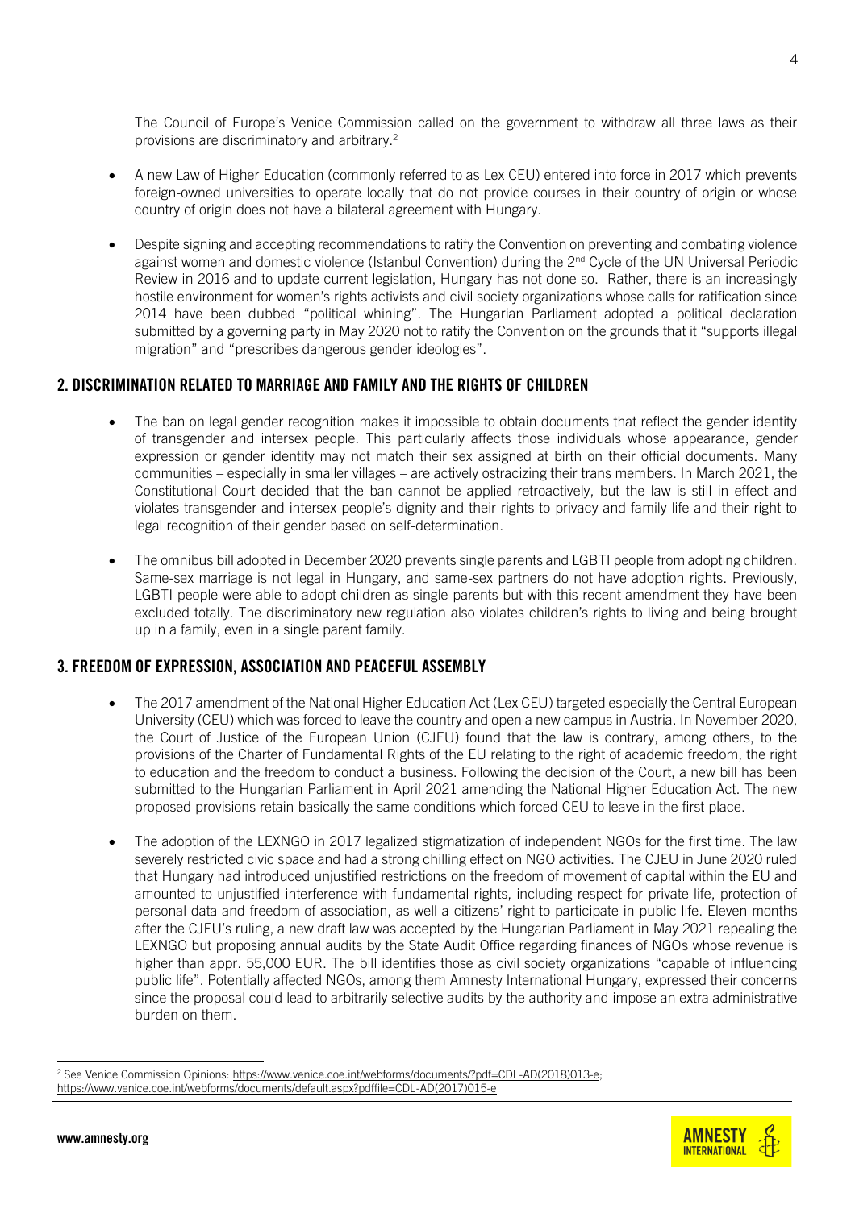The Council of Europe's Venice Commission called on the government to withdraw all three laws as their provisions are discriminatory and arbitrary.[2]

- A new Law of Higher Education (commonly referred to as Lex CEU) entered into force in 2017 which prevents foreign-owned universities to operate locally that do not provide courses in their country of origin or whose country of origin does not have a bilateral agreement with Hungary.

- Despite signing and accepting recommendations to ratify the Convention on preventing and combating violence against women and domestic violence (Istanbul Convention) during the 2nd Cycle of the UN Universal Periodic Review in 2016 and to update current legislation, Hungary has not done so. Rather, there is an increasingly hostile environment for women's rights activists and civil society organizations whose calls for ratification since 2014 have been dubbed "political whining". The Hungarian Parliament adopted a political declaration submitted by a governing party in May 2020 not to ratify the Convention on the grounds that it "supports illegal migration" and "prescribes dangerous gender ideologies".

## 2. DISCRIMINATION RELATED TO MARRIAGE AND FAMILY AND THE RIGHTS OF CHILDREN

- The ban on legal gender recognition makes it impossible to obtain documents that reflect the gender identity of transgender and intersex people. This particularly affects those individuals whose appearance, gender expression or gender identity may not match their sex assigned at birth on their official documents. Many communities – especially in smaller villages – are actively ostracizing their trans members. In March 2021, the Constitutional Court decided that the ban cannot be applied retroactively, but the law is still in effect and violates transgender and intersex people's dignity and their rights to privacy and family life and their right to legal recognition of their gender based on self-determination.

- The omnibus bill adopted in December 2020 prevents single parents and LGBTI people from adopting children. Same-sex marriage is not legal in Hungary, and same-sex partners do not have adoption rights. Previously, LGBTI people were able to adopt children as single parents but with this recent amendment they have been excluded totally. The discriminatory new regulation also violates children's rights to living and being brought up in a family, even in a single parent family.

## 3. FREEDOM OF EXPRESSION, ASSOCIATION AND PEACEFUL ASSEMBLY

- The 2017 amendment of the National Higher Education Act (Lex CEU) targeted especially the Central European University (CEU) which was forced to leave the country and open a new campus in Austria. In November 2020, the Court of Justice of the European Union (CJEU) found that the law is contrary, among others, to the provisions of the Charter of Fundamental Rights of the EU relating to the right of academic freedom, the right to education and the freedom to conduct a business. Following the decision of the Court, a new bill has been submitted to the Hungarian Parliament in April 2021 amending the National Higher Education Act. The new proposed provisions retain basically the same conditions which forced CEU to leave in the first place.

- The adoption of the LEXNGO in 2017 legalized stigmatization of independent NGOs for the first time. The law severely restricted civic space and had a strong chilling effect on NGO activities. The CJEU in June 2020 ruled that Hungary had introduced unjustified restrictions on the freedom of movement of capital within the EU and amounted to unjustified interference with fundamental rights, including respect for private life, protection of personal data and freedom of association, as well a citizens' right to participate in public life. Eleven months after the CJEU's ruling, a new draft law was accepted by the Hungarian Parliament in May 2021 repealing the LEXNGO but proposing annual audits by the State Audit Office regarding finances of NGOs whose revenue is higher than appr. 55,000 EUR. The bill identifies those as civil society organizations "capable of influencing public life". Potentially affected NGOs, among them Amnesty International Hungary, expressed their concerns since the proposal could lead to arbitrarily selective audits by the authority and impose an extra administrative burden on them.

---

[2] See Venice Commission Opinions: https://www.venice.coe.int/webforms/documents/?pdf=CDL-AD(2018)013-e; https://www.venice.coe.int/webforms/documents/default.aspx?pdffile=CDL-AD(2017)015-e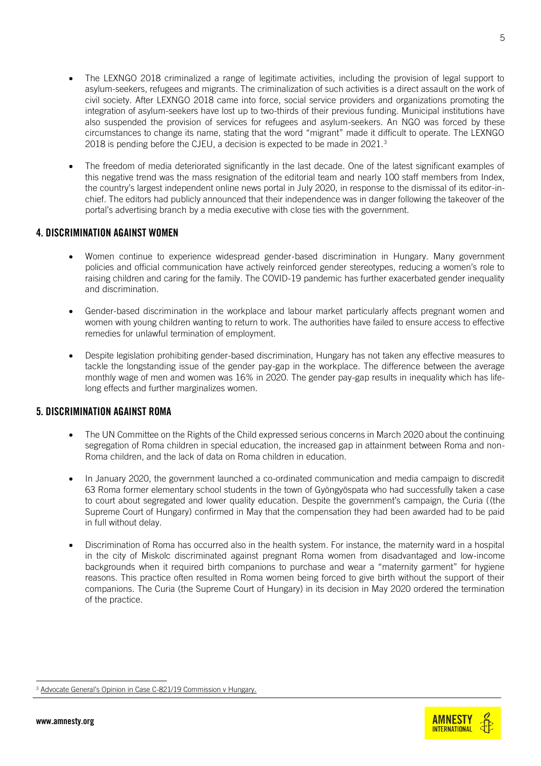- The LEXNGO 2018 criminalized a range of legitimate activities, including the provision of legal support to asylum-seekers, refugees and migrants. The criminalization of such activities is a direct assault on the work of civil society. After LEXNGO 2018 came into force, social service providers and organizations promoting the integration of asylum-seekers have lost up to two-thirds of their previous funding. Municipal institutions have also suspended the provision of services for refugees and asylum-seekers. An NGO was forced by these circumstances to change its name, stating that the word "migrant" made it difficult to operate. The LEXNGO 2018 is pending before the CJEU, a decision is expected to be made in 2021.[3]

- The freedom of media deteriorated significantly in the last decade. One of the latest significant examples of this negative trend was the mass resignation of the editorial team and nearly 100 staff members from Index, the country's largest independent online news portal in July 2020, in response to the dismissal of its editor-in-chief. The editors had publicly announced that their independence was in danger following the takeover of the portal's advertising branch by a media executive with close ties with the government.

## 4. DISCRIMINATION AGAINST WOMEN

- Women continue to experience widespread gender-based discrimination in Hungary. Many government policies and official communication have actively reinforced gender stereotypes, reducing a women's role to raising children and caring for the family. The COVID-19 pandemic has further exacerbated gender inequality and discrimination.

- Gender-based discrimination in the workplace and labour market particularly affects pregnant women and women with young children wanting to return to work. The authorities have failed to ensure access to effective remedies for unlawful termination of employment.

- Despite legislation prohibiting gender-based discrimination, Hungary has not taken any effective measures to tackle the longstanding issue of the gender pay-gap in the workplace. The difference between the average monthly wage of men and women was 16% in 2020. The gender pay-gap results in inequality which has life-long effects and further marginalizes women.

## 5. DISCRIMINATION AGAINST ROMA

- The UN Committee on the Rights of the Child expressed serious concerns in March 2020 about the continuing segregation of Roma children in special education, the increased gap in attainment between Roma and non-Roma children, and the lack of data on Roma children in education.

- In January 2020, the government launched a co-ordinated communication and media campaign to discredit 63 Roma former elementary school students in the town of Gyöngyöspata who had successfully taken a case to court about segregated and lower quality education. Despite the government's campaign, the Curia ((the Supreme Court of Hungary) confirmed in May that the compensation they had been awarded had to be paid in full without delay.

- Discrimination of Roma has occurred also in the health system. For instance, the maternity ward in a hospital in the city of Miskolc discriminated against pregnant Roma women from disadvantaged and low-income backgrounds when it required birth companions to purchase and wear a "maternity garment" for hygiene reasons. This practice often resulted in Roma women being forced to give birth without the support of their companions. The Curia (the Supreme Court of Hungary) in its decision in May 2020 ordered the termination of the practice.

---

[3] Advocate General's Opinion in Case C-821/19 Commission v Hungary.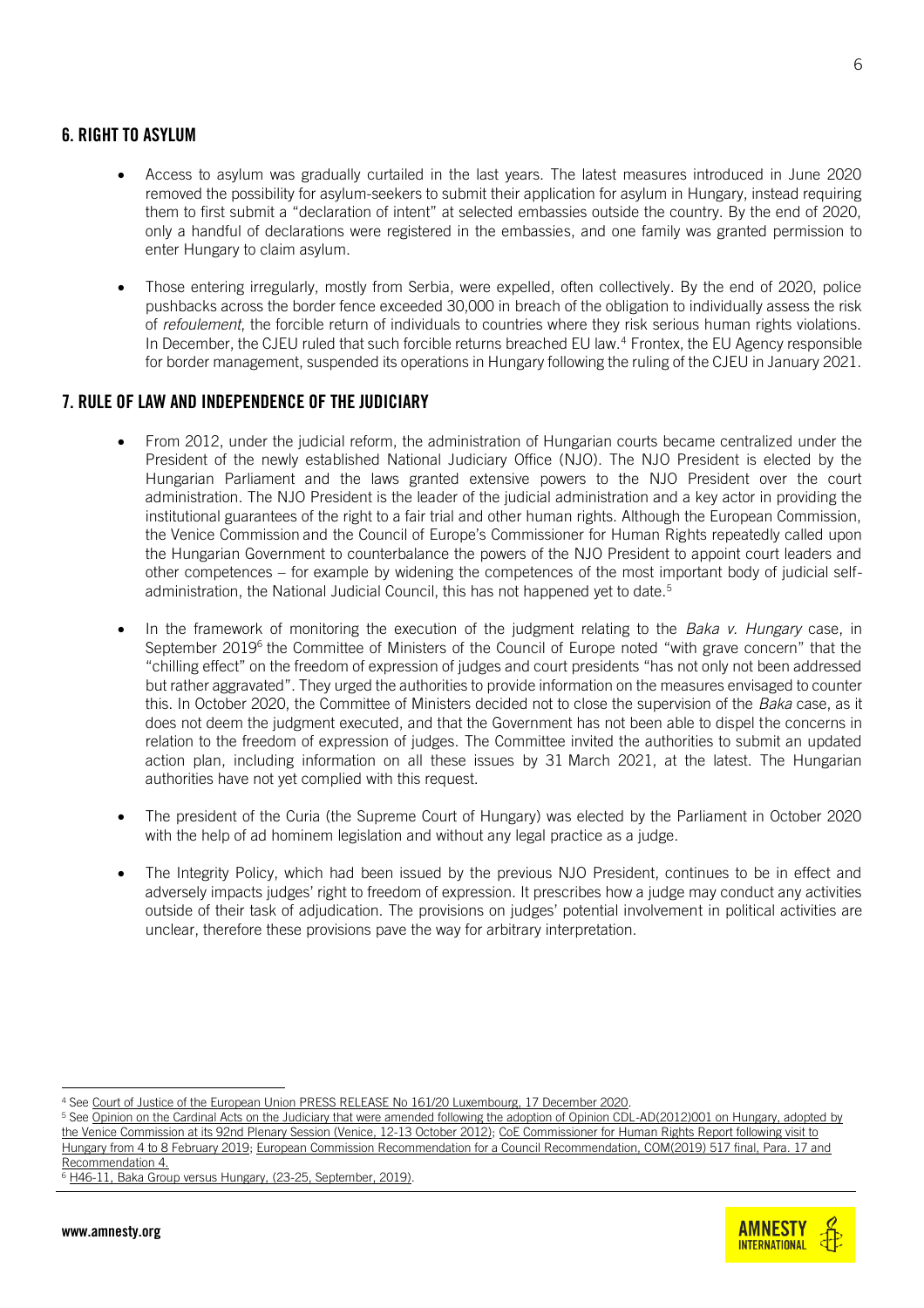## 6. RIGHT TO ASYLUM

- Access to asylum was gradually curtailed in the last years. The latest measures introduced in June 2020 removed the possibility for asylum-seekers to submit their application for asylum in Hungary, instead requiring them to first submit a "declaration of intent" at selected embassies outside the country. By the end of 2020, only a handful of declarations were registered in the embassies, and one family was granted permission to enter Hungary to claim asylum.

- Those entering irregularly, mostly from Serbia, were expelled, often collectively. By the end of 2020, police pushbacks across the border fence exceeded 30,000 in breach of the obligation to individually assess the risk of *refoulement*, the forcible return of individuals to countries where they risk serious human rights violations. In December, the CJEU ruled that such forcible returns breached EU law.[4] Frontex, the EU Agency responsible for border management, suspended its operations in Hungary following the ruling of the CJEU in January 2021.

## 7. RULE OF LAW AND INDEPENDENCE OF THE JUDICIARY

- From 2012, under the judicial reform, the administration of Hungarian courts became centralized under the President of the newly established National Judiciary Office (NJO). The NJO President is elected by the Hungarian Parliament and the laws granted extensive powers to the NJO President over the court administration. The NJO President is the leader of the judicial administration and a key actor in providing the institutional guarantees of the right to a fair trial and other human rights. Although the European Commission, the Venice Commission and the Council of Europe's Commissioner for Human Rights repeatedly called upon the Hungarian Government to counterbalance the powers of the NJO President to appoint court leaders and other competences – for example by widening the competences of the most important body of judicial self-administration, the National Judicial Council, this has not happened yet to date.[5]

- In the framework of monitoring the execution of the judgment relating to the *Baka v. Hungary* case, in September 2019[6] the Committee of Ministers of the Council of Europe noted "with grave concern" that the "chilling effect" on the freedom of expression of judges and court presidents "has not only not been addressed but rather aggravated". They urged the authorities to provide information on the measures envisaged to counter this. In October 2020, the Committee of Ministers decided not to close the supervision of the *Baka* case, as it does not deem the judgment executed, and that the Government has not been able to dispel the concerns in relation to the freedom of expression of judges. The Committee invited the authorities to submit an updated action plan, including information on all these issues by 31 March 2021, at the latest. The Hungarian authorities have not yet complied with this request.

- The president of the Curia (the Supreme Court of Hungary) was elected by the Parliament in October 2020 with the help of ad hominem legislation and without any legal practice as a judge.

- The Integrity Policy, which had been issued by the previous NJO President, continues to be in effect and adversely impacts judges' right to freedom of expression. It prescribes how a judge may conduct any activities outside of their task of adjudication. The provisions on judges' potential involvement in political activities are unclear, therefore these provisions pave the way for arbitrary interpretation.

---

[4] See Court of Justice of the European Union PRESS RELEASE No 161/20 Luxembourg, 17 December 2020.

[5] See Opinion on the Cardinal Acts on the Judiciary that were amended following the adoption of Opinion CDL-AD(2012)001 on Hungary, adopted by the Venice Commission at its 92nd Plenary Session (Venice, 12-13 October 2012); CoE Commissioner for Human Rights Report following visit to Hungary from 4 to 8 February 2019; European Commission Recommendation for a Council Recommendation, COM(2019) 517 final, Para. 17 and Recommendation 4.

[6] H46-11, Baka Group versus Hungary, (23-25, September, 2019).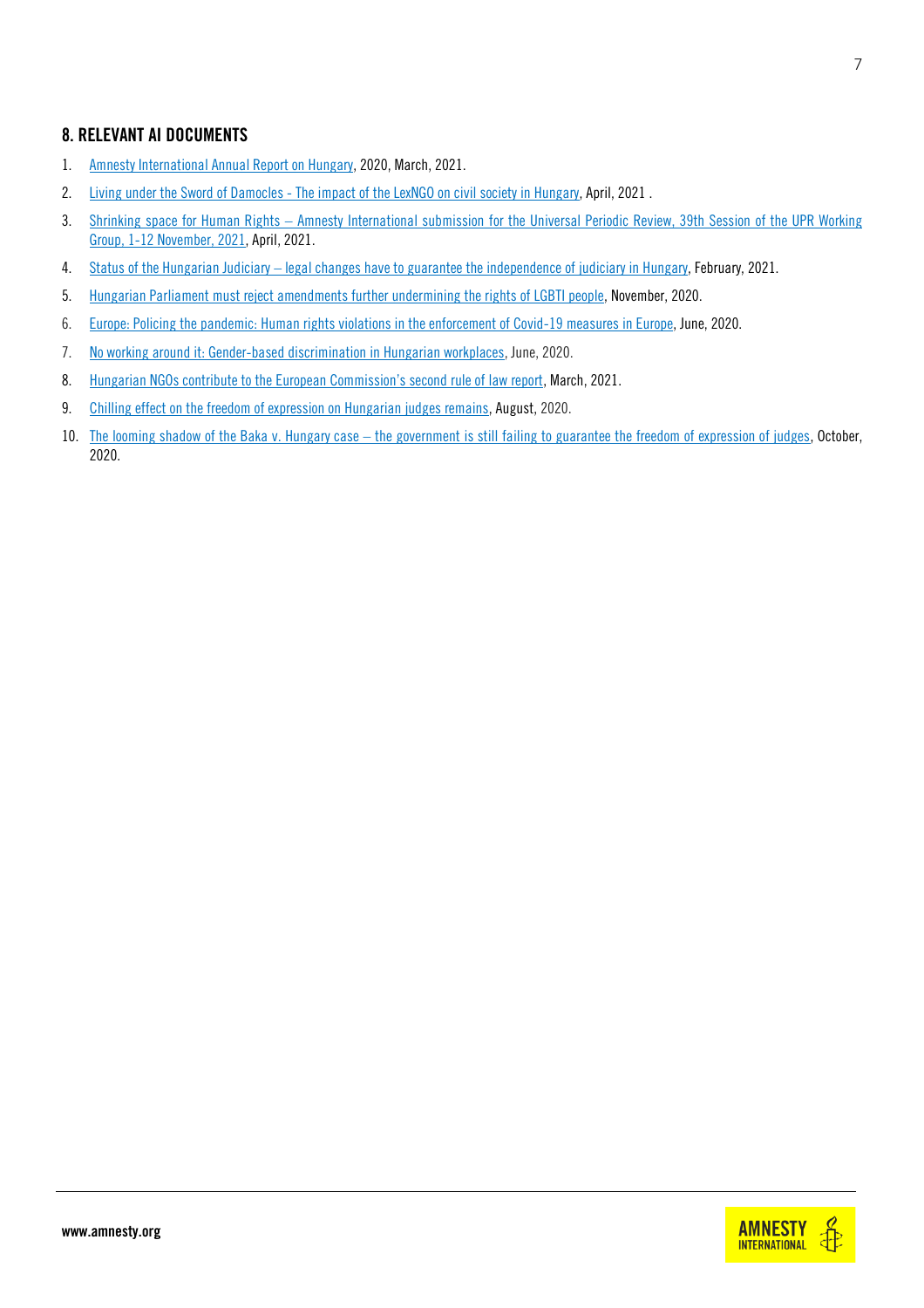## 8. RELEVANT AI DOCUMENTS

1. Amnesty International Annual Report on Hungary, 2020, March, 2021.
2. Living under the Sword of Damocles - The impact of the LexNGO on civil society in Hungary, April, 2021 .
3. Shrinking space for Human Rights – Amnesty International submission for the Universal Periodic Review, 39th Session of the UPR Working Group, 1-12 November, 2021, April, 2021.
4. Status of the Hungarian Judiciary – legal changes have to guarantee the independence of judiciary in Hungary, February, 2021.
5. Hungarian Parliament must reject amendments further undermining the rights of LGBTI people, November, 2020.
6. Europe: Policing the pandemic: Human rights violations in the enforcement of Covid-19 measures in Europe, June, 2020.
7. No working around it: Gender-based discrimination in Hungarian workplaces, June, 2020.
8. Hungarian NGOs contribute to the European Commission's second rule of law report, March, 2021.
9. Chilling effect on the freedom of expression on Hungarian judges remains, August, 2020.
10. The looming shadow of the Baka v. Hungary case – the government is still failing to guarantee the freedom of expression of judges, October, 2020.